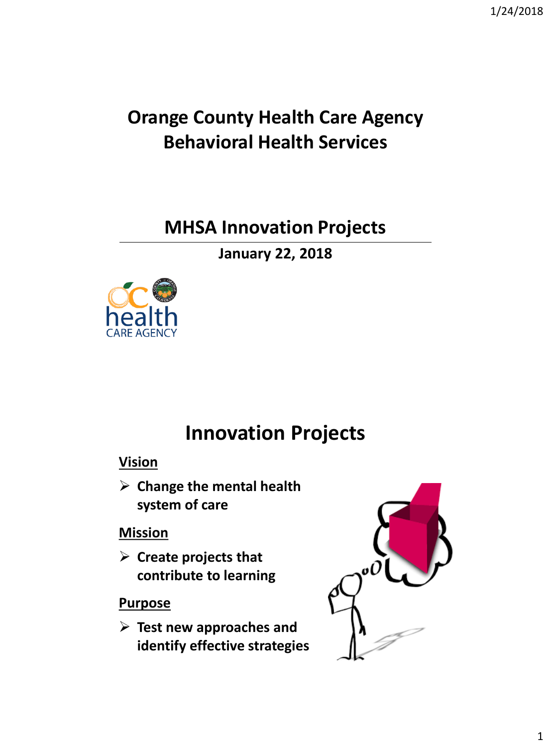# Orange County Health Care Agency
# Behavioral Health Services

## MHSA Innovation Projects

**January 22, 2018**

## Innovation Projects

**Vision**

- **Change the mental health system of care**

**Mission**

- **Create projects that contribute to learning**

**Purpose**

- **Test new approaches and identify effective strategies**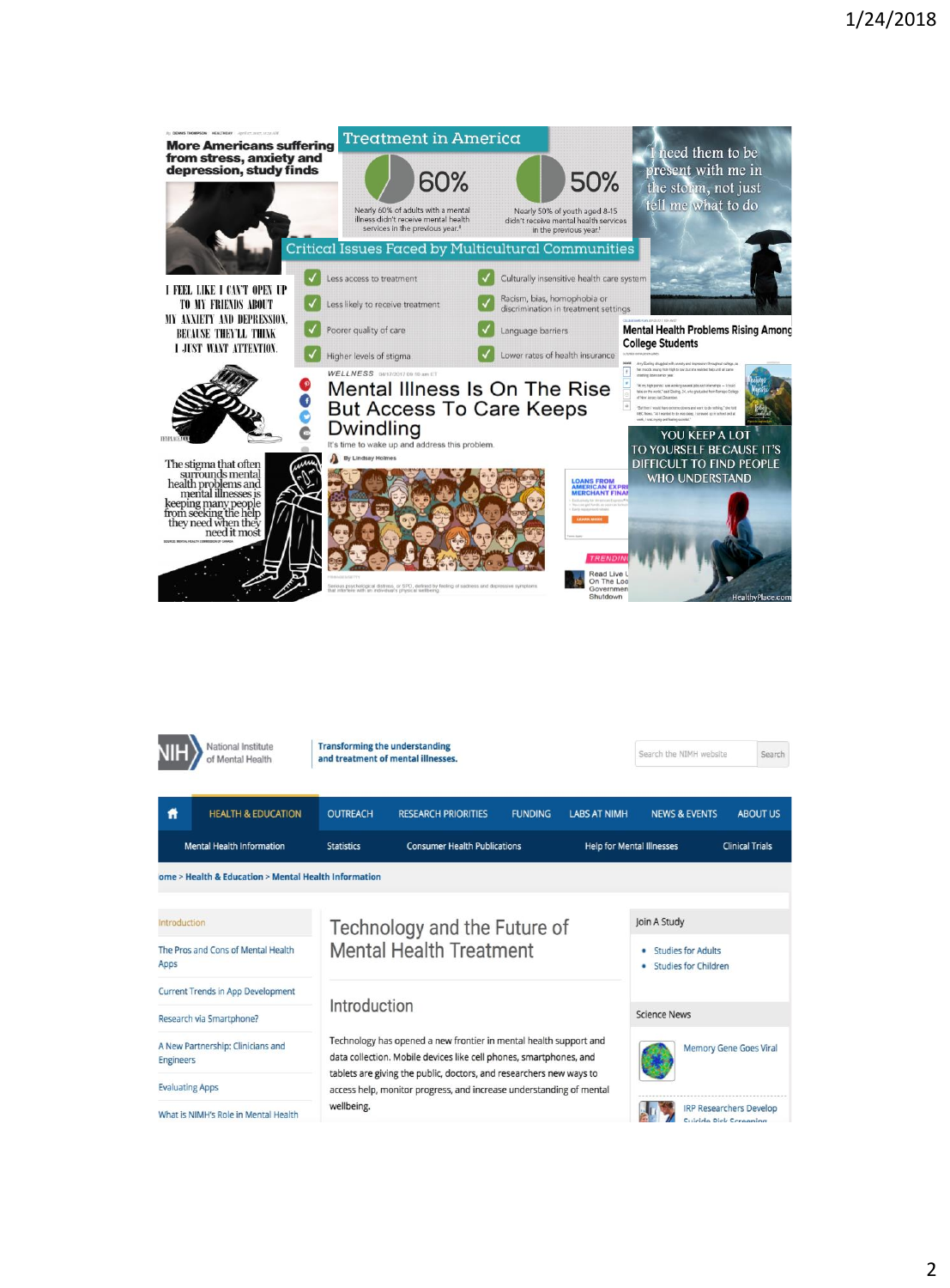1/24/2018

More Americans suffering from stress, anxiety and depression, study finds

## Treatment in America

60% — Nearly 60% of adults with a mental illness didn't receive mental health services in the previous year.

50% — Nearly 50% of youth aged 8-15 didn't receive mental health services in the previous year.

I need them to be present with me in the storm, not just tell me what to do

## Critical Issues Faced by Multicultural Communities

- Less access to treatment
- Less likely to receive treatment
- Poorer quality of care
- Higher levels of stigma
- Culturally insensitive health care system
- Racism, bias, homophobia or discrimination in treatment settings
- Language barriers
- Lower rates of health insurance

I FEEL LIKE I CAN'T OPEN UP TO MY FRIENDS ABOUT MY ANXIETY AND DEPRESSION, BECAUSE THEY'LL THINK I JUST WANT ATTENTION.

Mental Health Problems Rising Among College Students

WELLNESS

# Mental Illness Is On The Rise But Access To Care Keeps Dwindling

It's time to wake up and address this problem.

By Lindsay Holmes

The stigma that often surrounds mental health problems and mental illnesses is keeping many people from seeking the help they need when they need it most

YOU KEEP A LOT TO YOURSELF BECAUSE IT'S DIFFICULT TO FIND PEOPLE WHO UNDERSTAND

HealthyPlace.com

---

NIH National Institute of Mental Health — Transforming the understanding and treatment of mental illnesses.

HEALTH & EDUCATION | OUTREACH | RESEARCH PRIORITIES | FUNDING | LABS AT NIMH | NEWS & EVENTS | ABOUT US

Mental Health Information | Statistics | Consumer Health Publications | Help for Mental Illnesses | Clinical Trials

Home > Health & Education > Mental Health Information

- Introduction
- The Pros and Cons of Mental Health Apps
- Current Trends in App Development
- Research via Smartphone?
- A New Partnership: Clinicians and Engineers
- Evaluating Apps
- What is NIMH's Role in Mental Health

# Technology and the Future of Mental Health Treatment

## Introduction

Technology has opened a new frontier in mental health support and data collection. Mobile devices like cell phones, smartphones, and tablets are giving the public, doctors, and researchers new ways to access help, monitor progress, and increase understanding of mental wellbeing.

Join A Study
- Studies for Adults
- Studies for Children

Science News
- Memory Gene Goes Viral
- IRP Researchers Develop Suicide Risk Screening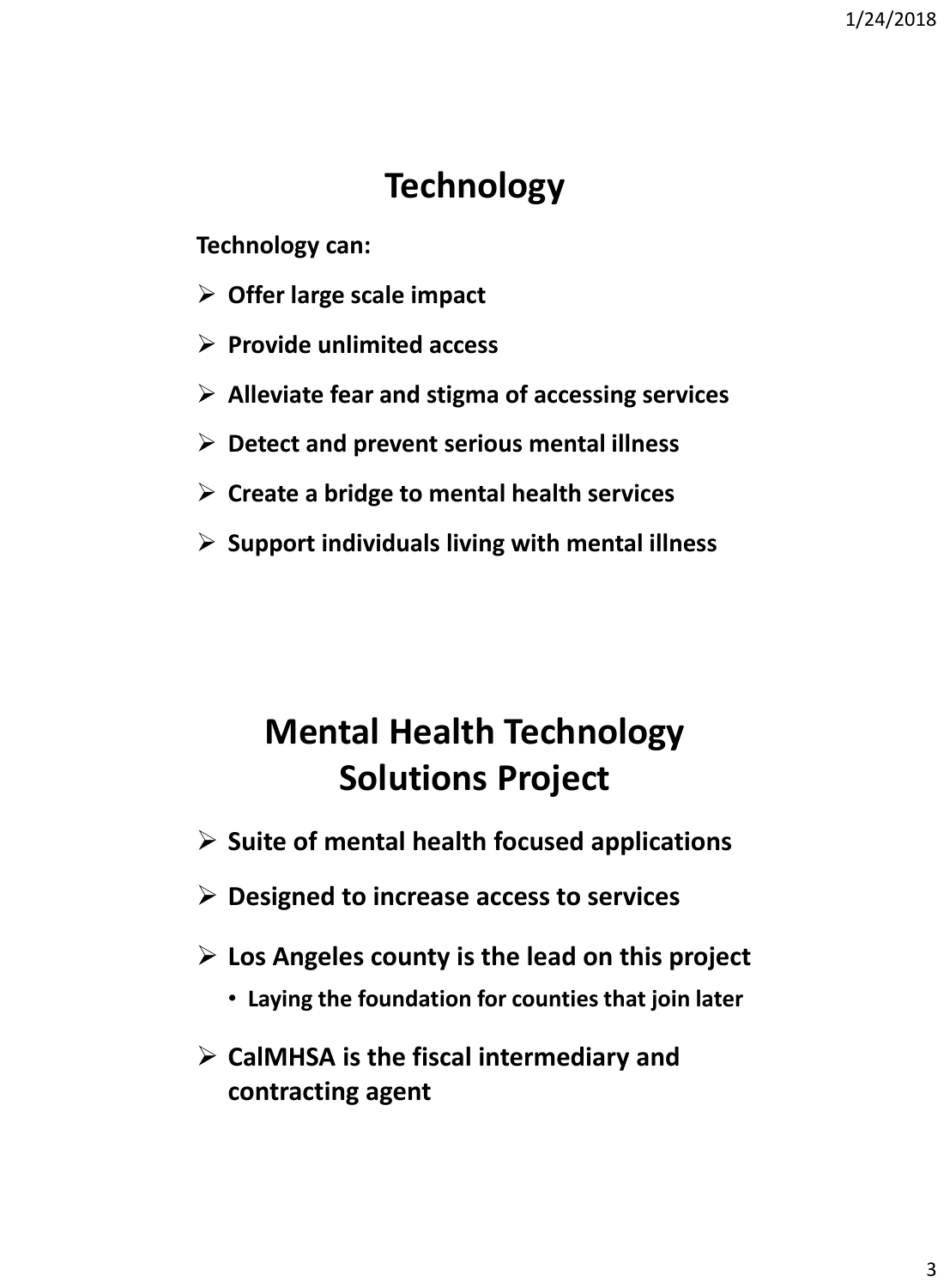# Technology

**Technology can:**

- **Offer large scale impact**
- **Provide unlimited access**
- **Alleviate fear and stigma of accessing services**
- **Detect and prevent serious mental illness**
- **Create a bridge to mental health services**
- **Support individuals living with mental illness**

# Mental Health Technology Solutions Project

- **Suite of mental health focused applications**
- **Designed to increase access to services**
- **Los Angeles county is the lead on this project**
  - **Laying the foundation for counties that join later**
- **CalMHSA is the fiscal intermediary and contracting agent**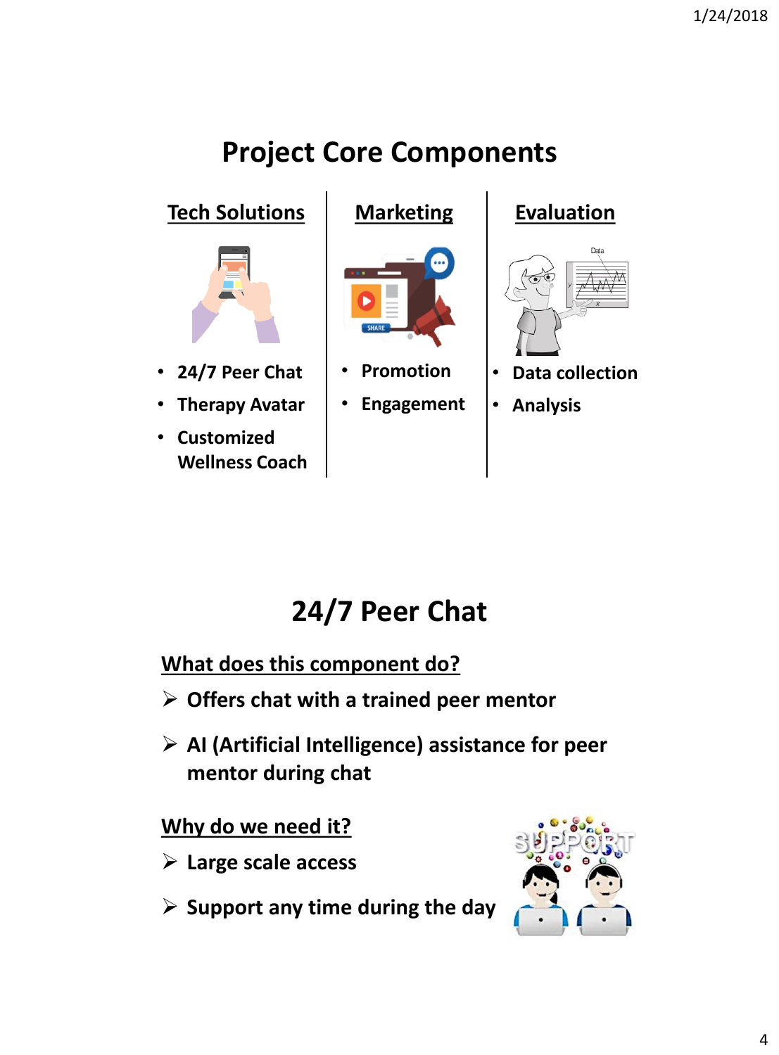# Project Core Components

## Tech Solutions

- 24/7 Peer Chat
- Therapy Avatar
- Customized Wellness Coach

## Marketing

- Promotion
- Engagement

## Evaluation

- Data collection
- Analysis

# 24/7 Peer Chat

## What does this component do?

- Offers chat with a trained peer mentor
- AI (Artificial Intelligence) assistance for peer mentor during chat

## Why do we need it?

- Large scale access
- Support any time during the day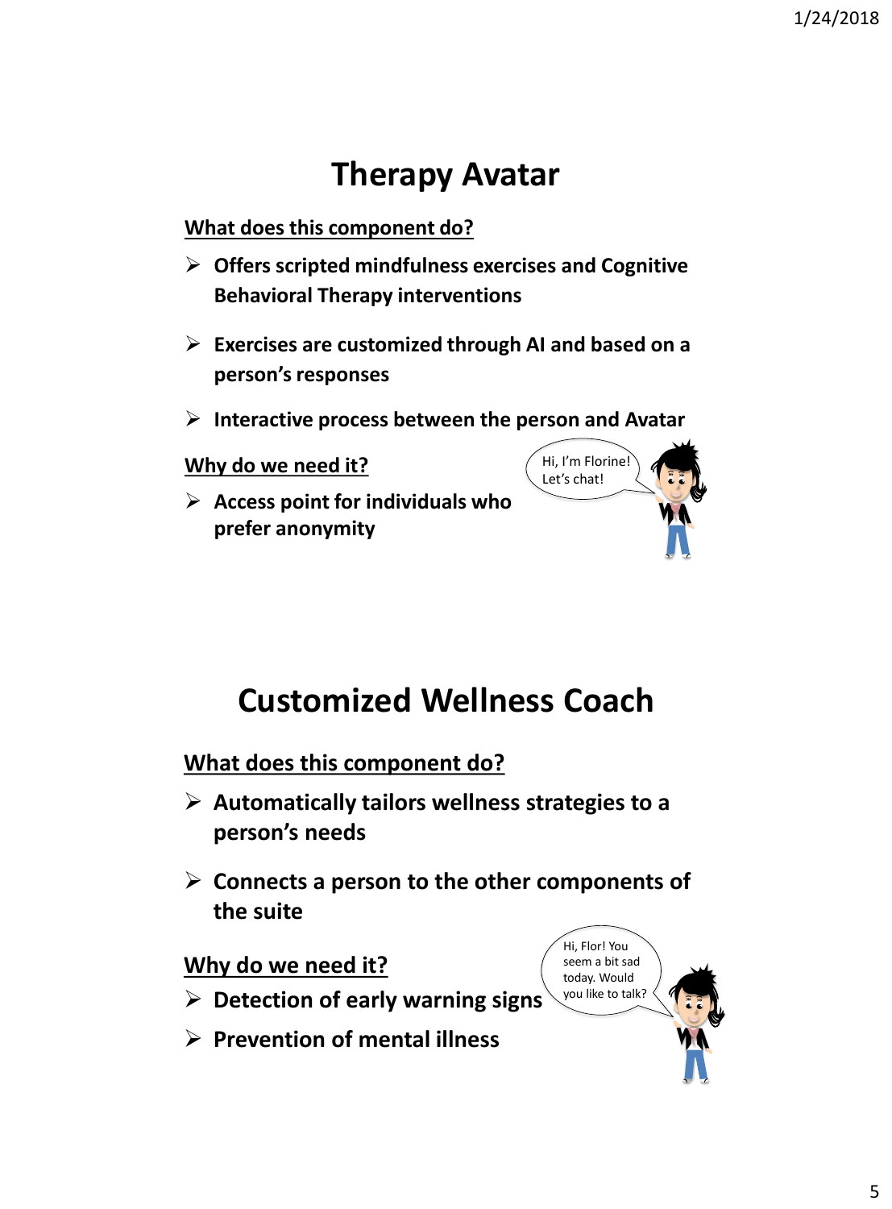# Therapy Avatar

**What does this component do?**

- **Offers scripted mindfulness exercises and Cognitive Behavioral Therapy interventions**
- **Exercises are customized through AI and based on a person's responses**
- **Interactive process between the person and Avatar**

**Why do we need it?**

- **Access point for individuals who prefer anonymity**

Hi, I'm Florine! Let's chat!

# Customized Wellness Coach

**What does this component do?**

- **Automatically tailors wellness strategies to a person's needs**
- **Connects a person to the other components of the suite**

**Why do we need it?**

- **Detection of early warning signs**
- **Prevention of mental illness**

Hi, Flor! You seem a bit sad today. Would you like to talk?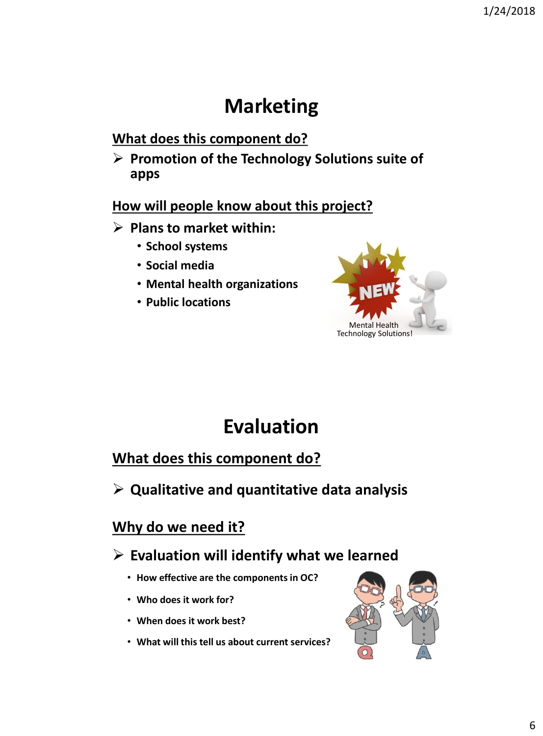# Marketing

**What does this component do?**

- **Promotion of the Technology Solutions suite of apps**

**How will people know about this project?**

- **Plans to market within:**
  - **School systems**
  - **Social media**
  - **Mental health organizations**
  - **Public locations**

Mental Health Technology Solutions!

# Evaluation

**What does this component do?**

- **Qualitative and quantitative data analysis**

**Why do we need it?**

- **Evaluation will identify what we learned**
  - **How effective are the components in OC?**
  - **Who does it work for?**
  - **When does it work best?**
  - **What will this tell us about current services?**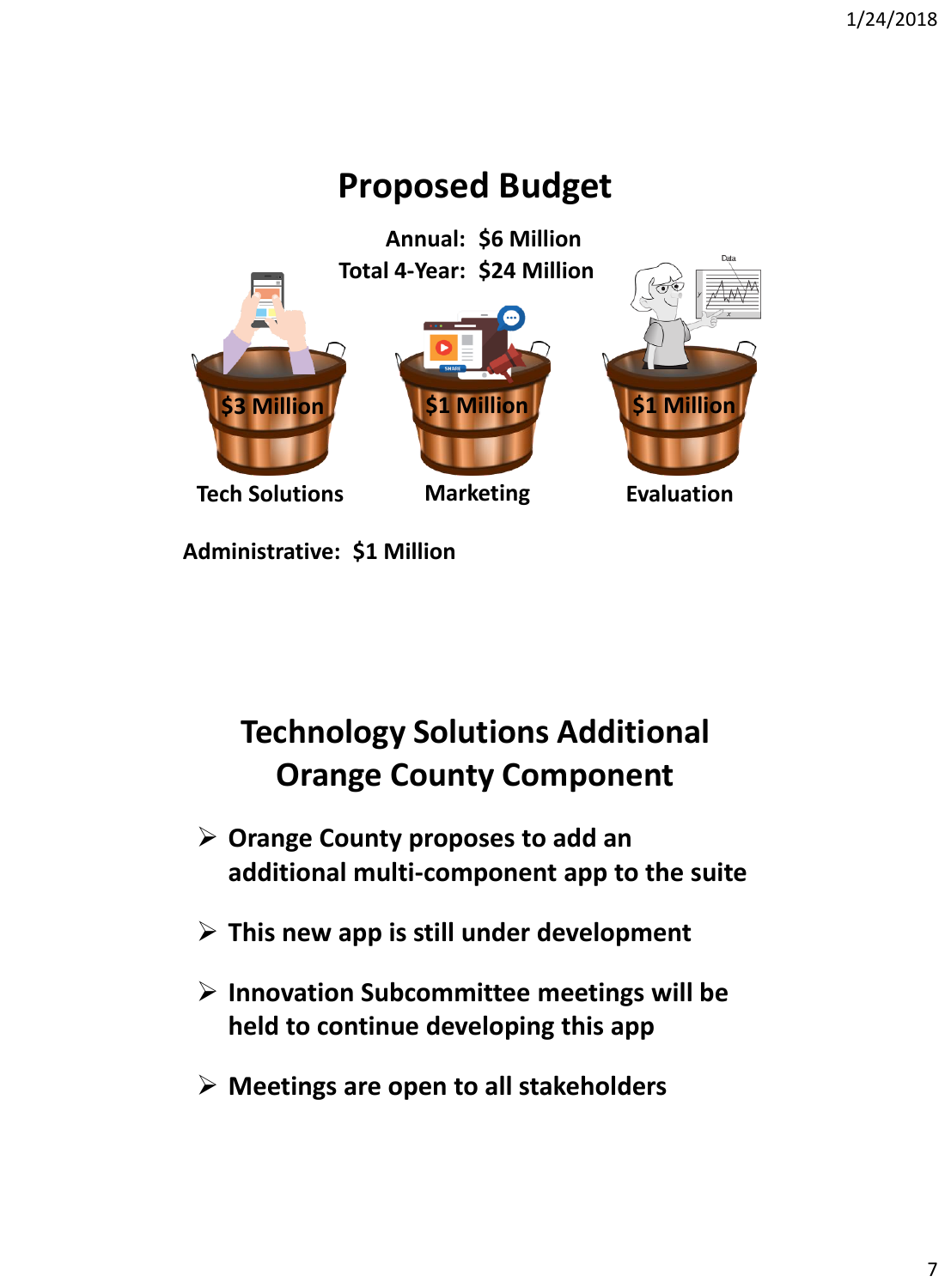## Proposed Budget

**Annual: $6 Million**
**Total 4-Year: $24 Million**

| Tech Solutions | Marketing | Evaluation |
|---|---|---|
| $3 Million | $1 Million | $1 Million |

**Administrative: $1 Million**

## Technology Solutions Additional Orange County Component

- **Orange County proposes to add an additional multi-component app to the suite**
- **This new app is still under development**
- **Innovation Subcommittee meetings will be held to continue developing this app**
- **Meetings are open to all stakeholders**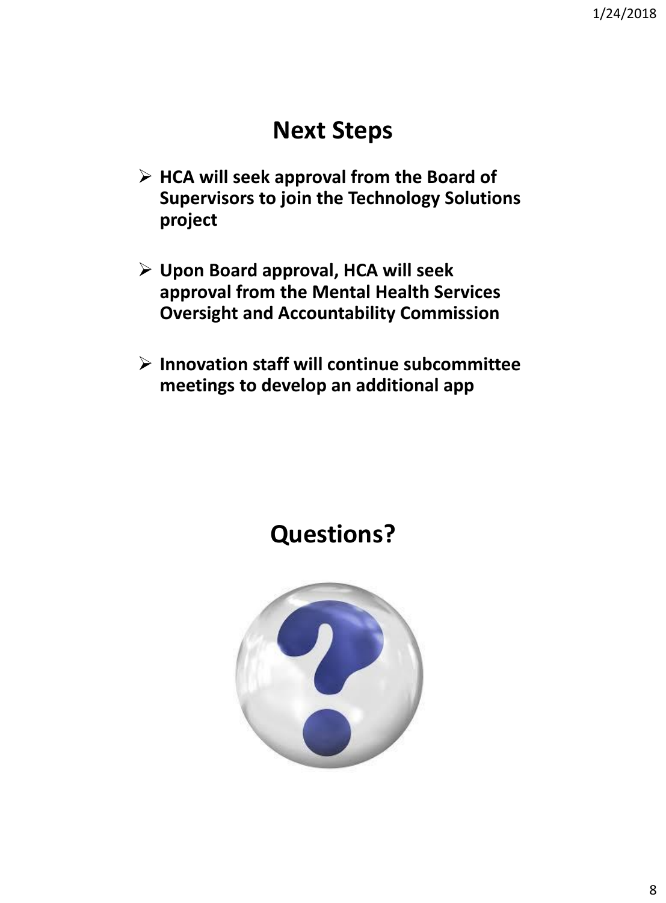## Next Steps

- **HCA will seek approval from the Board of Supervisors to join the Technology Solutions project**
- **Upon Board approval, HCA will seek approval from the Mental Health Services Oversight and Accountability Commission**
- **Innovation staff will continue subcommittee meetings to develop an additional app**

## Questions?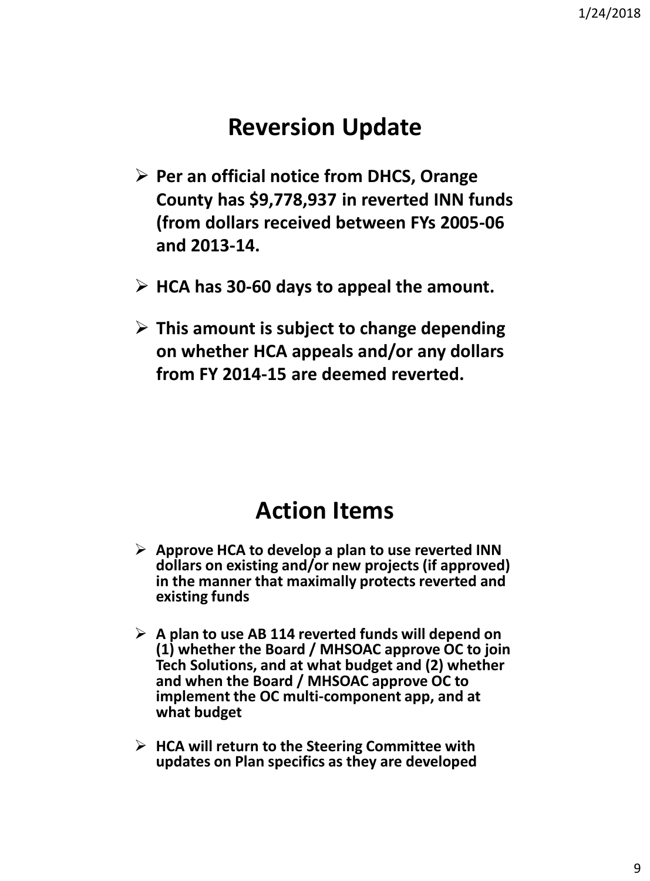# Reversion Update

- **Per an official notice from DHCS, Orange County has $9,778,937 in reverted INN funds (from dollars received between FYs 2005-06 and 2013-14.**
- **HCA has 30-60 days to appeal the amount.**
- **This amount is subject to change depending on whether HCA appeals and/or any dollars from FY 2014-15 are deemed reverted.**

# Action Items

- **Approve HCA to develop a plan to use reverted INN dollars on existing and/or new projects (if approved) in the manner that maximally protects reverted and existing funds**
- **A plan to use AB 114 reverted funds will depend on (1) whether the Board / MHSOAC approve OC to join Tech Solutions, and at what budget and (2) whether and when the Board / MHSOAC approve OC to implement the OC multi-component app, and at what budget**
- **HCA will return to the Steering Committee with updates on Plan specifics as they are developed**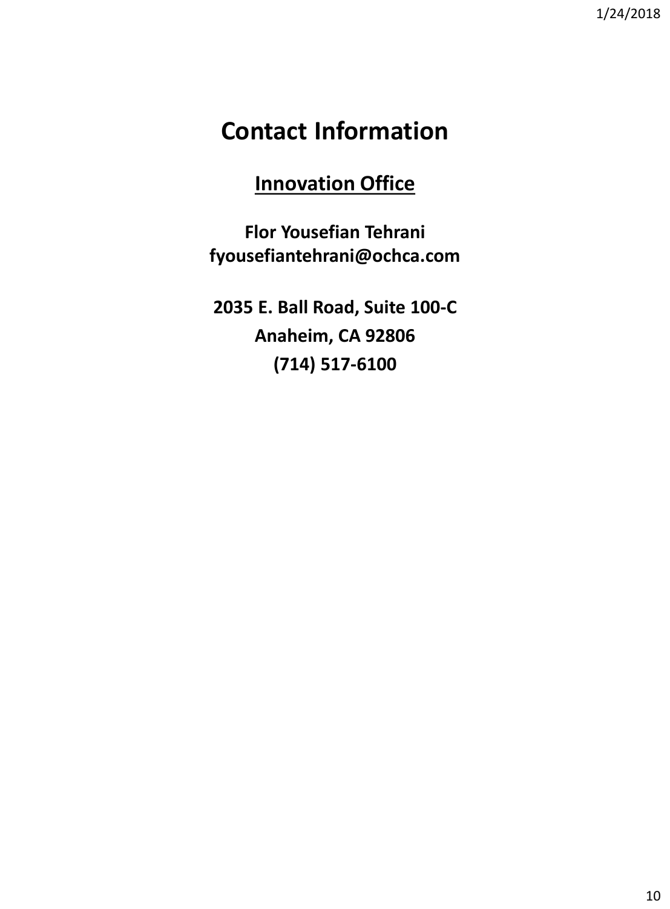# Contact Information

## Innovation Office

**Flor Yousefian Tehrani**
**fyousefiantehrani@ochca.com**

**2035 E. Ball Road, Suite 100-C**
**Anaheim, CA 92806**
**(714) 517-6100**